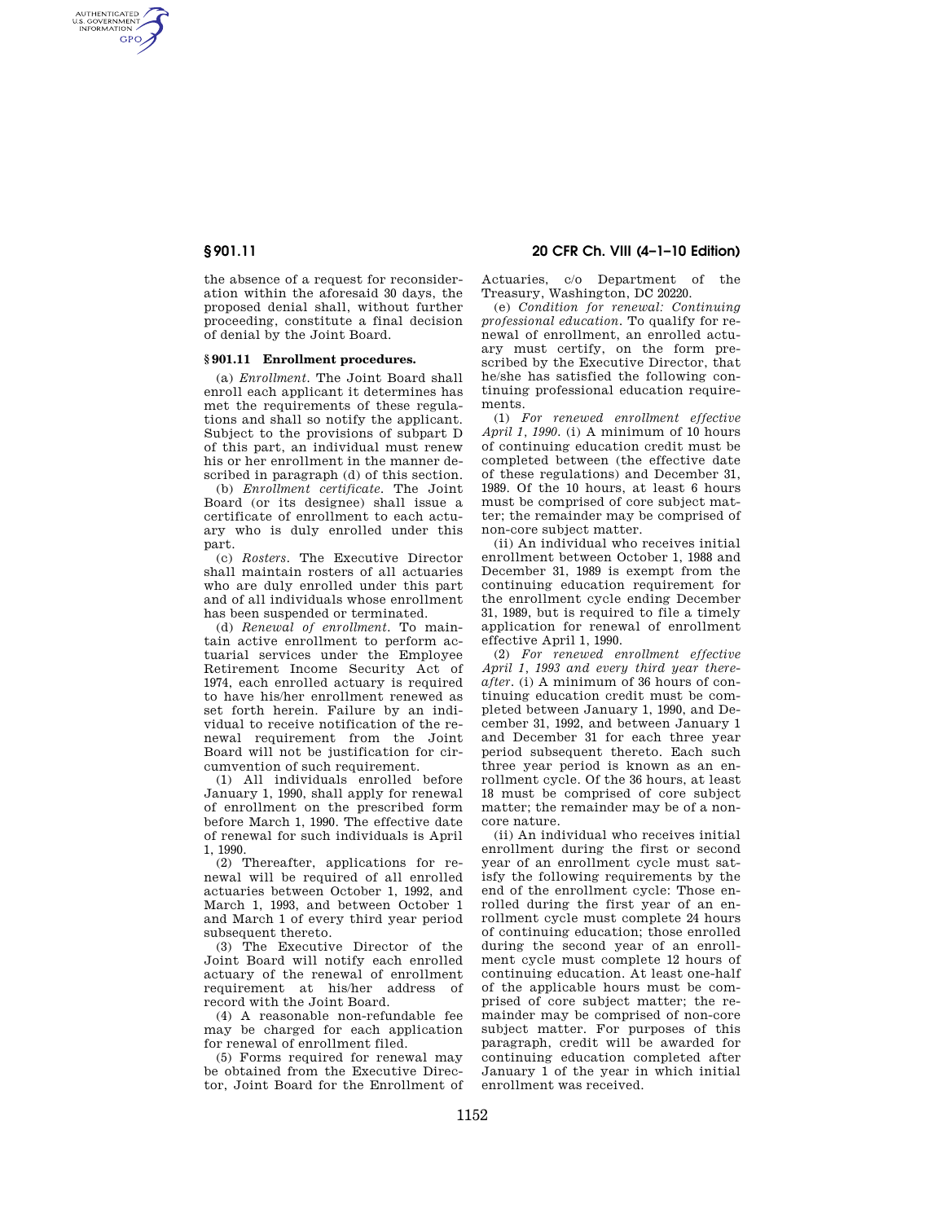the absence of a request for reconsideration within the aforesaid 30 days, the proposed denial shall, without further proceeding, constitute a final decision of denial by the Joint Board.

### § 901.11 Enrollment procedures.

(a) *Enrollment.* The Joint Board shall enroll each applicant it determines has met the requirements of these regulations and shall so notify the applicant. Subject to the provisions of subpart D of this part, an individual must renew his or her enrollment in the manner described in paragraph (d) of this section.

(b) *Enrollment certificate.* The Joint Board (or its designee) shall issue a certificate of enrollment to each actuary who is duly enrolled under this part.

(c) *Rosters.* The Executive Director shall maintain rosters of all actuaries who are duly enrolled under this part and of all individuals whose enrollment has been suspended or terminated.

(d) *Renewal of enrollment.* To maintain active enrollment to perform actuarial services under the Employee Retirement Income Security Act of 1974, each enrolled actuary is required to have his/her enrollment renewed as set forth herein. Failure by an individual to receive notification of the renewal requirement from the Joint Board will not be justification for circumvention of such requirement.

(1) All individuals enrolled before January 1, 1990, shall apply for renewal of enrollment on the prescribed form before March 1, 1990. The effective date of renewal for such individuals is April 1, 1990.

(2) Thereafter, applications for renewal will be required of all enrolled actuaries between October 1, 1992, and March 1, 1993, and between October 1 and March 1 of every third year period subsequent thereto.

(3) The Executive Director of the Joint Board will notify each enrolled actuary of the renewal of enrollment requirement at his/her address of record with the Joint Board.

(4) A reasonable non-refundable fee may be charged for each application for renewal of enrollment filed.

(5) Forms required for renewal may be obtained from the Executive Director, Joint Board for the Enrollment of Actuaries, c/o Department of the Treasury, Washington, DC 20220.

(e) *Condition for renewal: Continuing professional education.* To qualify for renewal of enrollment, an enrolled actuary must certify, on the form prescribed by the Executive Director, that he/she has satisfied the following continuing professional education requirements.

(1) *For renewed enrollment effective April 1, 1990.* (i) A minimum of 10 hours of continuing education credit must be completed between (the effective date of these regulations) and December 31, 1989. Of the 10 hours, at least 6 hours must be comprised of core subject matter; the remainder may be comprised of non-core subject matter.

(ii) An individual who receives initial enrollment between October 1, 1988 and December 31, 1989 is exempt from the continuing education requirement for the enrollment cycle ending December 31, 1989, but is required to file a timely application for renewal of enrollment effective April 1, 1990.

(2) *For renewed enrollment effective April 1, 1993 and every third year thereafter.* (i) A minimum of 36 hours of continuing education credit must be completed between January 1, 1990, and December 31, 1992, and between January 1 and December 31 for each three year period subsequent thereto. Each such three year period is known as an enrollment cycle. Of the 36 hours, at least 18 must be comprised of core subject matter; the remainder may be of a noncore nature.

(ii) An individual who receives initial enrollment during the first or second year of an enrollment cycle must satisfy the following requirements by the end of the enrollment cycle: Those enrolled during the first year of an enrollment cycle must complete 24 hours of continuing education; those enrolled during the second year of an enrollment cycle must complete 12 hours of continuing education. At least one-half of the applicable hours must be comprised of core subject matter; the remainder may be comprised of non-core subject matter. For purposes of this paragraph, credit will be awarded for continuing education completed after January 1 of the year in which initial enrollment was received.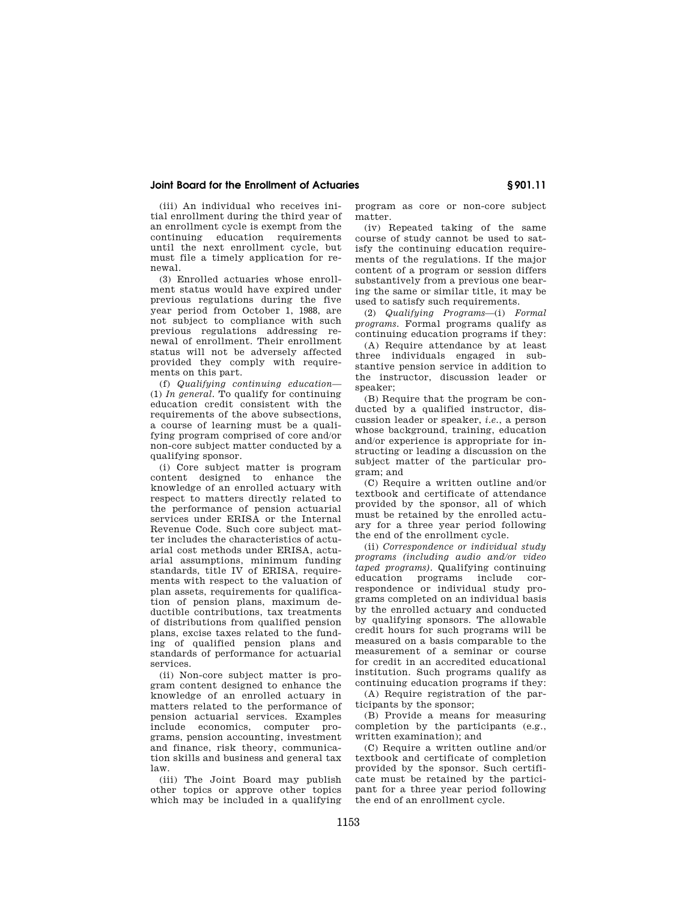(iii) An individual who receives initial enrollment during the third year of an enrollment cycle is exempt from the continuing education requirements until the next enrollment cycle, but must file a timely application for renewal.

(3) Enrolled actuaries whose enrollment status would have expired under previous regulations during the five year period from October 1, 1988, are not subject to compliance with such previous regulations addressing renewal of enrollment. Their enrollment status will not be adversely affected provided they comply with requirements on this part.

(f) *Qualifying continuing education*—(1) *In general.* To qualify for continuing education credit consistent with the requirements of the above subsections, a course of learning must be a qualifying program comprised of core and/or non-core subject matter conducted by a qualifying sponsor.

(i) Core subject matter is program content designed to enhance the knowledge of an enrolled actuary with respect to matters directly related to the performance of pension actuarial services under ERISA or the Internal Revenue Code. Such core subject matter includes the characteristics of actuarial cost methods under ERISA, actuarial assumptions, minimum funding standards, title IV of ERISA, requirements with respect to the valuation of plan assets, requirements for qualification of pension plans, maximum deductible contributions, tax treatments of distributions from qualified pension plans, excise taxes related to the funding of qualified pension plans and standards of performance for actuarial services.

(ii) Non-core subject matter is program content designed to enhance the knowledge of an enrolled actuary in matters related to the performance of pension actuarial services. Examples include economics, computer programs, pension accounting, investment and finance, risk theory, communication skills and business and general tax law.

(iii) The Joint Board may publish other topics or approve other topics which may be included in a qualifying program as core or non-core subject matter.

(iv) Repeated taking of the same course of study cannot be used to satisfy the continuing education requirements of the regulations. If the major content of a program or session differs substantively from a previous one bearing the same or similar title, it may be used to satisfy such requirements.

(2) *Qualifying Programs*—(i) *Formal programs.* Formal programs qualify as continuing education programs if they:

(A) Require attendance by at least three individuals engaged in substantive pension service in addition to the instructor, discussion leader or speaker;

(B) Require that the program be conducted by a qualified instructor, discussion leader or speaker, *i.e.*, a person whose background, training, education and/or experience is appropriate for instructing or leading a discussion on the subject matter of the particular program; and

(C) Require a written outline and/or textbook and certificate of attendance provided by the sponsor, all of which must be retained by the enrolled actuary for a three year period following the end of the enrollment cycle.

(ii) *Correspondence or individual study programs (including audio and/or video taped programs).* Qualifying continuing education programs include correspondence or individual study programs completed on an individual basis by the enrolled actuary and conducted by qualifying sponsors. The allowable credit hours for such programs will be measured on a basis comparable to the measurement of a seminar or course for credit in an accredited educational institution. Such programs qualify as continuing education programs if they:

(A) Require registration of the participants by the sponsor;

(B) Provide a means for measuring completion by the participants (e.g., written examination); and

(C) Require a written outline and/or textbook and certificate of completion provided by the sponsor. Such certificate must be retained by the participant for a three year period following the end of an enrollment cycle.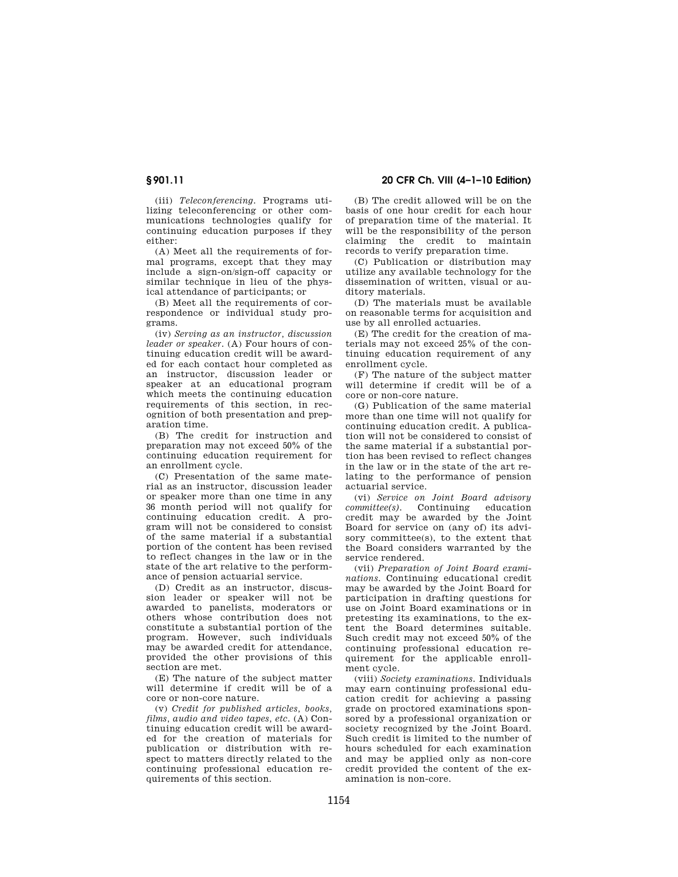(iii) *Teleconferencing.* Programs utilizing teleconferencing or other communications technologies qualify for continuing education purposes if they either:

(A) Meet all the requirements of formal programs, except that they may include a sign-on/sign-off capacity or similar technique in lieu of the physical attendance of participants; or

(B) Meet all the requirements of correspondence or individual study programs.

(iv) *Serving as an instructor, discussion leader or speaker.* (A) Four hours of continuing education credit will be awarded for each contact hour completed as an instructor, discussion leader or speaker at an educational program which meets the continuing education requirements of this section, in recognition of both presentation and preparation time.

(B) The credit for instruction and preparation may not exceed 50% of the continuing education requirement for an enrollment cycle.

(C) Presentation of the same material as an instructor, discussion leader or speaker more than one time in any 36 month period will not qualify for continuing education credit. A program will not be considered to consist of the same material if a substantial portion of the content has been revised to reflect changes in the law or in the state of the art relative to the performance of pension actuarial service.

(D) Credit as an instructor, discussion leader or speaker will not be awarded to panelists, moderators or others whose contribution does not constitute a substantial portion of the program. However, such individuals may be awarded credit for attendance, provided the other provisions of this section are met.

(E) The nature of the subject matter will determine if credit will be of a core or non-core nature.

(v) *Credit for published articles, books, films, audio and video tapes, etc.* (A) Continuing education credit will be awarded for the creation of materials for publication or distribution with respect to matters directly related to the continuing professional education requirements of this section.

(B) The credit allowed will be on the basis of one hour credit for each hour of preparation time of the material. It will be the responsibility of the person claiming the credit to maintain records to verify preparation time.

(C) Publication or distribution may utilize any available technology for the dissemination of written, visual or auditory materials.

(D) The materials must be available on reasonable terms for acquisition and use by all enrolled actuaries.

(E) The credit for the creation of materials may not exceed 25% of the continuing education requirement of any enrollment cycle.

(F) The nature of the subject matter will determine if credit will be of a core or non-core nature.

(G) Publication of the same material more than one time will not qualify for continuing education credit. A publication will not be considered to consist of the same material if a substantial portion has been revised to reflect changes in the law or in the state of the art relating to the performance of pension actuarial service.

(vi) *Service on Joint Board advisory committee(s).* Continuing education credit may be awarded by the Joint Board for service on (any of) its advisory committee(s), to the extent that the Board considers warranted by the service rendered.

(vii) *Preparation of Joint Board examinations.* Continuing educational credit may be awarded by the Joint Board for participation in drafting questions for use on Joint Board examinations or in pretesting its examinations, to the extent the Board determines suitable. Such credit may not exceed 50% of the continuing professional education requirement for the applicable enrollment cycle.

(viii) *Society examinations.* Individuals may earn continuing professional education credit for achieving a passing grade on proctored examinations sponsored by a professional organization or society recognized by the Joint Board. Such credit is limited to the number of hours scheduled for each examination and may be applied only as non-core credit provided the content of the examination is non-core.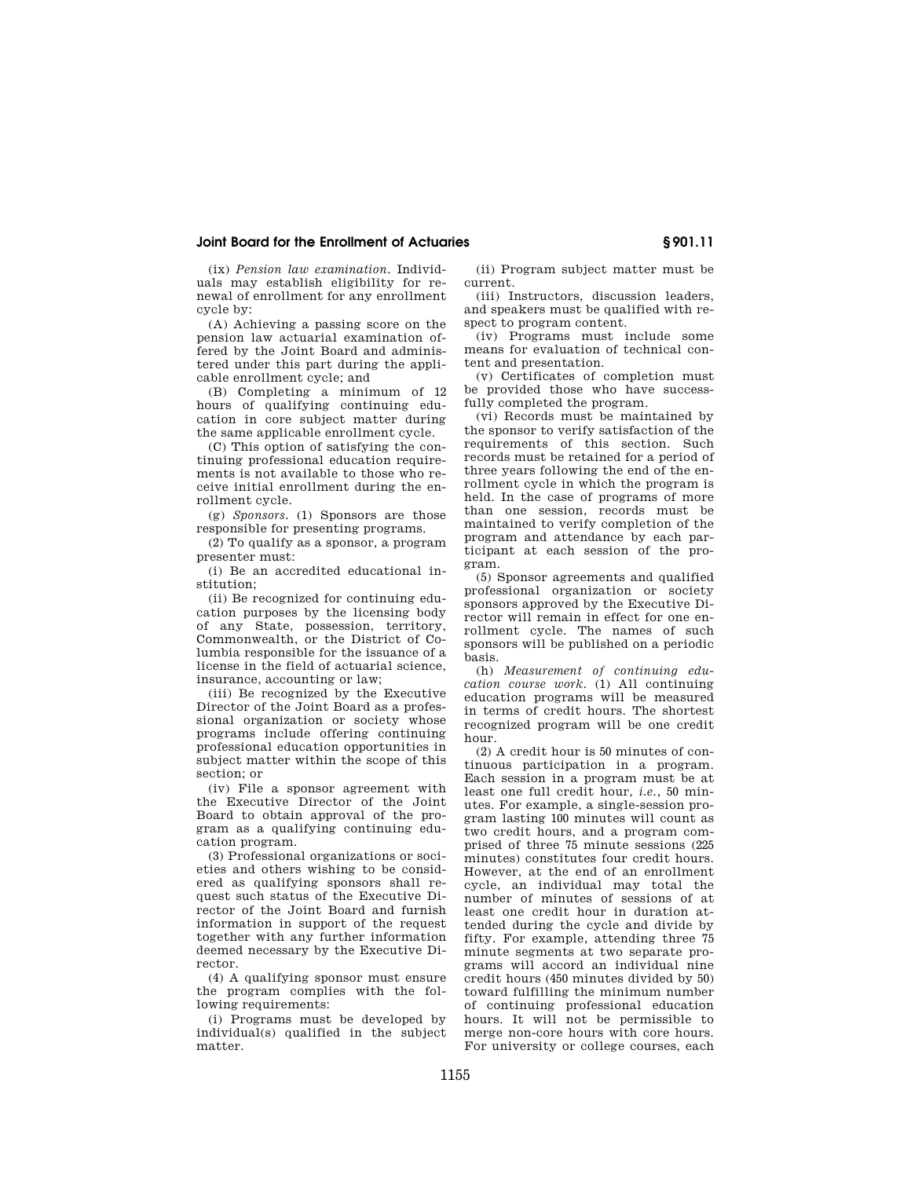(ix) *Pension law examination.* Individuals may establish eligibility for renewal of enrollment for any enrollment cycle by:

(A) Achieving a passing score on the pension law actuarial examination offered by the Joint Board and administered under this part during the applicable enrollment cycle; and

(B) Completing a minimum of 12 hours of qualifying continuing education in core subject matter during the same applicable enrollment cycle.

(C) This option of satisfying the continuing professional education requirements is not available to those who receive initial enrollment during the enrollment cycle.

(g) *Sponsors.* (1) Sponsors are those responsible for presenting programs.

(2) To qualify as a sponsor, a program presenter must:

(i) Be an accredited educational institution;

(ii) Be recognized for continuing education purposes by the licensing body of any State, possession, territory, Commonwealth, or the District of Columbia responsible for the issuance of a license in the field of actuarial science, insurance, accounting or law;

(iii) Be recognized by the Executive Director of the Joint Board as a professional organization or society whose programs include offering continuing professional education opportunities in subject matter within the scope of this section; or

(iv) File a sponsor agreement with the Executive Director of the Joint Board to obtain approval of the program as a qualifying continuing education program.

(3) Professional organizations or societies and others wishing to be considered as qualifying sponsors shall request such status of the Executive Director of the Joint Board and furnish information in support of the request together with any further information deemed necessary by the Executive Director.

(4) A qualifying sponsor must ensure the program complies with the following requirements:

(i) Programs must be developed by individual(s) qualified in the subject matter.

(ii) Program subject matter must be current.

(iii) Instructors, discussion leaders, and speakers must be qualified with respect to program content.

(iv) Programs must include some means for evaluation of technical content and presentation.

(v) Certificates of completion must be provided those who have successfully completed the program.

(vi) Records must be maintained by the sponsor to verify satisfaction of the requirements of this section. Such records must be retained for a period of three years following the end of the enrollment cycle in which the program is held. In the case of programs of more than one session, records must be maintained to verify completion of the program and attendance by each participant at each session of the program.

(5) Sponsor agreements and qualified professional organization or society sponsors approved by the Executive Director will remain in effect for one enrollment cycle. The names of such sponsors will be published on a periodic basis.

(h) *Measurement of continuing education course work.* (1) All continuing education programs will be measured in terms of credit hours. The shortest recognized program will be one credit hour.

(2) A credit hour is 50 minutes of continuous participation in a program. Each session in a program must be at least one full credit hour, *i.e.*, 50 minutes. For example, a single-session program lasting 100 minutes will count as two credit hours, and a program comprised of three 75 minute sessions (225 minutes) constitutes four credit hours. However, at the end of an enrollment cycle, an individual may total the number of minutes of sessions of at least one credit hour in duration attended during the cycle and divide by fifty. For example, attending three 75 minute segments at two separate programs will accord an individual nine credit hours (450 minutes divided by 50) toward fulfilling the minimum number of continuing professional education hours. It will not be permissible to merge non-core hours with core hours. For university or college courses, each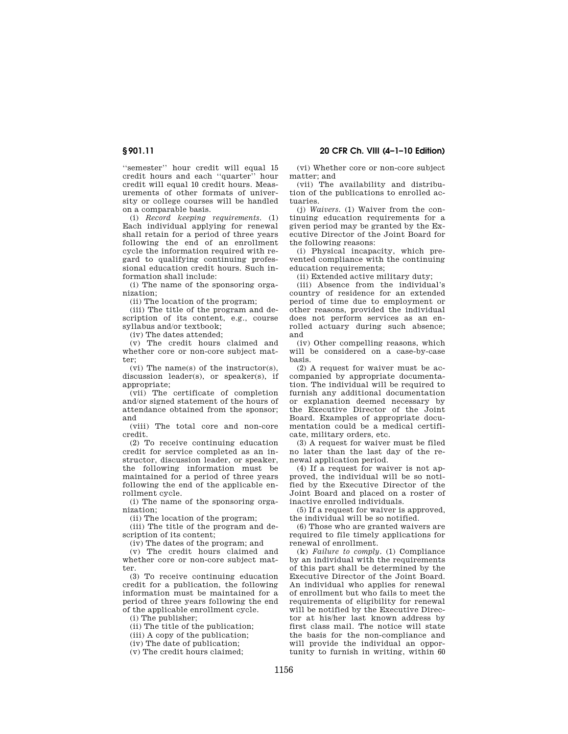''semester'' hour credit will equal 15 credit hours and each ''quarter'' hour credit will equal 10 credit hours. Measurements of other formats of university or college courses will be handled on a comparable basis.

(i) *Record keeping requirements.* (1) Each individual applying for renewal shall retain for a period of three years following the end of an enrollment cycle the information required with regard to qualifying continuing professional education credit hours. Such information shall include:

(i) The name of the sponsoring organization;

(ii) The location of the program;

(iii) The title of the program and description of its content, e.g., course syllabus and/or textbook;

(iv) The dates attended;

(v) The credit hours claimed and whether core or non-core subject matter;

(vi) The name(s) of the instructor(s), discussion leader(s), or speaker(s), if appropriate;

(vii) The certificate of completion and/or signed statement of the hours of attendance obtained from the sponsor; and

(viii) The total core and non-core credit.

(2) To receive continuing education credit for service completed as an instructor, discussion leader, or speaker, the following information must be maintained for a period of three years following the end of the applicable enrollment cycle.

(i) The name of the sponsoring organization;

(ii) The location of the program;

(iii) The title of the program and description of its content;

(iv) The dates of the program; and

(v) The credit hours claimed and whether core or non-core subject matter.

(3) To receive continuing education credit for a publication, the following information must be maintained for a period of three years following the end of the applicable enrollment cycle.

(i) The publisher;

(ii) The title of the publication;

(iii) A copy of the publication;

(iv) The date of publication;

(v) The credit hours claimed;

(vi) Whether core or non-core subject matter; and

(vii) The availability and distribution of the publications to enrolled actuaries.

(j) *Waivers.* (1) Waiver from the continuing education requirements for a given period may be granted by the Executive Director of the Joint Board for the following reasons:

(i) Physical incapacity, which prevented compliance with the continuing education requirements;

(ii) Extended active military duty;

(iii) Absence from the individual's country of residence for an extended period of time due to employment or other reasons, provided the individual does not perform services as an enrolled actuary during such absence; and

(iv) Other compelling reasons, which will be considered on a case-by-case basis.

(2) A request for waiver must be accompanied by appropriate documentation. The individual will be required to furnish any additional documentation or explanation deemed necessary by the Executive Director of the Joint Board. Examples of appropriate documentation could be a medical certificate, military orders, etc.

(3) A request for waiver must be filed no later than the last day of the renewal application period.

(4) If a request for waiver is not approved, the individual will be so notified by the Executive Director of the Joint Board and placed on a roster of inactive enrolled individuals.

(5) If a request for waiver is approved, the individual will be so notified.

(6) Those who are granted waivers are required to file timely applications for renewal of enrollment.

(k) *Failure to comply.* (1) Compliance by an individual with the requirements of this part shall be determined by the Executive Director of the Joint Board. An individual who applies for renewal of enrollment but who fails to meet the requirements of eligibility for renewal will be notified by the Executive Director at his/her last known address by first class mail. The notice will state the basis for the non-compliance and will provide the individual an opportunity to furnish in writing, within 60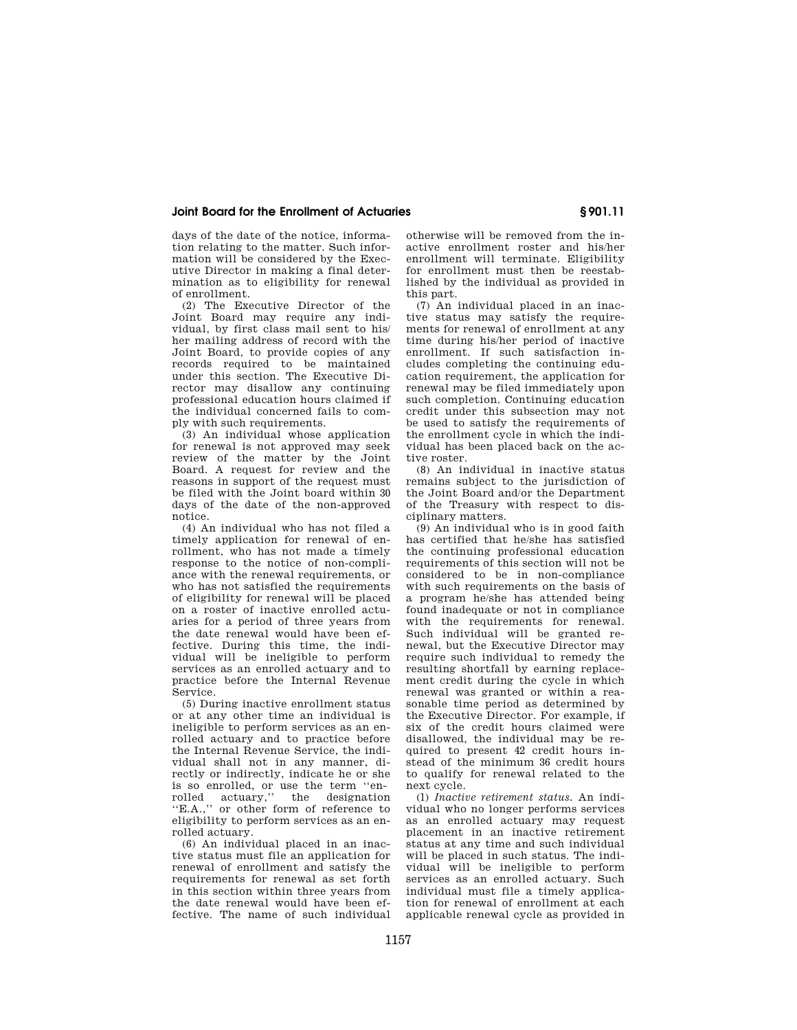days of the date of the notice, information relating to the matter. Such information will be considered by the Executive Director in making a final determination as to eligibility for renewal of enrollment.

(2) The Executive Director of the Joint Board may require any individual, by first class mail sent to his/her mailing address of record with the Joint Board, to provide copies of any records required to be maintained under this section. The Executive Director may disallow any continuing professional education hours claimed if the individual concerned fails to comply with such requirements.

(3) An individual whose application for renewal is not approved may seek review of the matter by the Joint Board. A request for review and the reasons in support of the request must be filed with the Joint board within 30 days of the date of the non-approved notice.

(4) An individual who has not filed a timely application for renewal of enrollment, who has not made a timely response to the notice of non-compliance with the renewal requirements, or who has not satisfied the requirements of eligibility for renewal will be placed on a roster of inactive enrolled actuaries for a period of three years from the date renewal would have been effective. During this time, the individual will be ineligible to perform services as an enrolled actuary and to practice before the Internal Revenue Service.

(5) During inactive enrollment status or at any other time an individual is ineligible to perform services as an enrolled actuary and to practice before the Internal Revenue Service, the individual shall not in any manner, directly or indirectly, indicate he or she is so enrolled, or use the term ''enrolled actuary,'' the designation ''E.A.,'' or other form of reference to eligibility to perform services as an enrolled actuary.

(6) An individual placed in an inactive status must file an application for renewal of enrollment and satisfy the requirements for renewal as set forth in this section within three years from the date renewal would have been effective. The name of such individual otherwise will be removed from the inactive enrollment roster and his/her enrollment will terminate. Eligibility for enrollment must then be reestablished by the individual as provided in this part.

(7) An individual placed in an inactive status may satisfy the requirements for renewal of enrollment at any time during his/her period of inactive enrollment. If such satisfaction includes completing the continuing education requirement, the application for renewal may be filed immediately upon such completion. Continuing education credit under this subsection may not be used to satisfy the requirements of the enrollment cycle in which the individual has been placed back on the active roster.

(8) An individual in inactive status remains subject to the jurisdiction of the Joint Board and/or the Department of the Treasury with respect to disciplinary matters.

(9) An individual who is in good faith has certified that he/she has satisfied the continuing professional education requirements of this section will not be considered to be in non-compliance with such requirements on the basis of a program he/she has attended being found inadequate or not in compliance with the requirements for renewal. Such individual will be granted renewal, but the Executive Director may require such individual to remedy the resulting shortfall by earning replacement credit during the cycle in which renewal was granted or within a reasonable time period as determined by the Executive Director. For example, if six of the credit hours claimed were disallowed, the individual may be required to present 42 credit hours instead of the minimum 36 credit hours to qualify for renewal related to the next cycle.

(l) *Inactive retirement status.* An individual who no longer performs services as an enrolled actuary may request placement in an inactive retirement status at any time and such individual will be placed in such status. The individual will be ineligible to perform services as an enrolled actuary. Such individual must file a timely application for renewal of enrollment at each applicable renewal cycle as provided in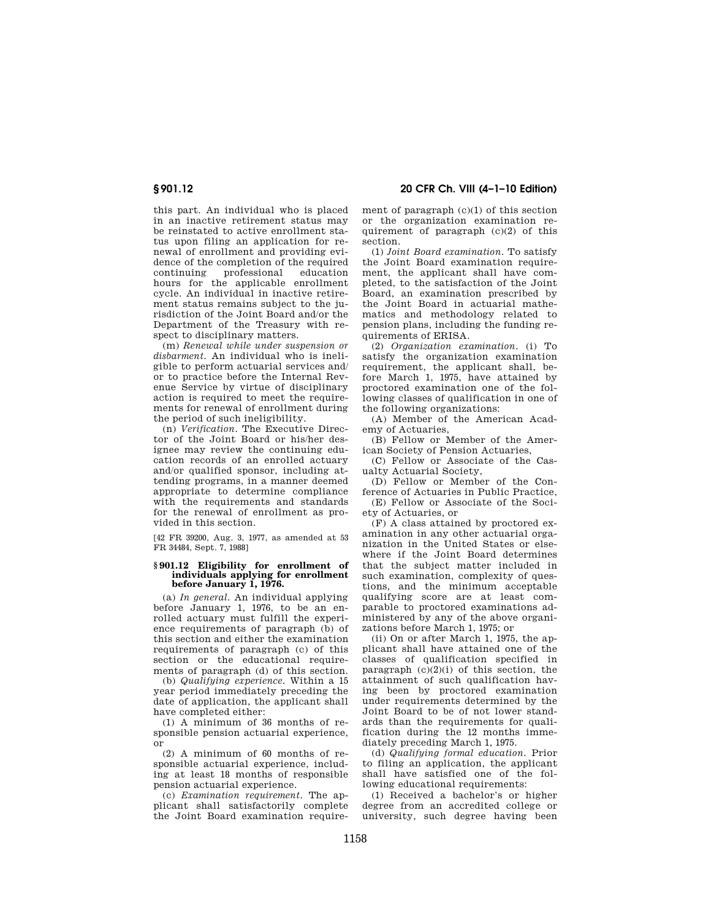this part. An individual who is placed in an inactive retirement status may be reinstated to active enrollment status upon filing an application for renewal of enrollment and providing evidence of the completion of the required continuing professional education hours for the applicable enrollment cycle. An individual in inactive retirement status remains subject to the jurisdiction of the Joint Board and/or the Department of the Treasury with respect to disciplinary matters.

(m) *Renewal while under suspension or disbarment.* An individual who is ineligible to perform actuarial services and/or to practice before the Internal Revenue Service by virtue of disciplinary action is required to meet the requirements for renewal of enrollment during the period of such ineligibility.

(n) *Verification.* The Executive Director of the Joint Board or his/her designee may review the continuing education records of an enrolled actuary and/or qualified sponsor, including attending programs, in a manner deemed appropriate to determine compliance with the requirements and standards for the renewal of enrollment as provided in this section.

[42 FR 39200, Aug. 3, 1977, as amended at 53 FR 34484, Sept. 7, 1988]

### § 901.12 Eligibility for enrollment of individuals applying for enrollment before January 1, 1976.

(a) *In general.* An individual applying before January 1, 1976, to be an enrolled actuary must fulfill the experience requirements of paragraph (b) of this section and either the examination requirements of paragraph (c) of this section or the educational requirements of paragraph (d) of this section.

(b) *Qualifying experience.* Within a 15 year period immediately preceding the date of application, the applicant shall have completed either:

(1) A minimum of 36 months of responsible pension actuarial experience, or

(2) A minimum of 60 months of responsible actuarial experience, including at least 18 months of responsible pension actuarial experience.

(c) *Examination requirement.* The applicant shall satisfactorily complete the Joint Board examination requirement of paragraph (c)(1) of this section or the organization examination requirement of paragraph (c)(2) of this section.

(1) *Joint Board examination.* To satisfy the Joint Board examination requirement, the applicant shall have completed, to the satisfaction of the Joint Board, an examination prescribed by the Joint Board in actuarial mathematics and methodology related to pension plans, including the funding requirements of ERISA.

(2) *Organization examination.* (i) To satisfy the organization examination requirement, the applicant shall, before March 1, 1975, have attained by proctored examination one of the following classes of qualification in one of the following organizations:

(A) Member of the American Academy of Actuaries,

(B) Fellow or Member of the American Society of Pension Actuaries,

(C) Fellow or Associate of the Casualty Actuarial Society,

(D) Fellow or Member of the Conference of Actuaries in Public Practice,

(E) Fellow or Associate of the Society of Actuaries, or

(F) A class attained by proctored examination in any other actuarial organization in the United States or elsewhere if the Joint Board determines that the subject matter included in such examination, complexity of questions, and the minimum acceptable qualifying score are at least comparable to proctored examinations administered by any of the above organizations before March 1, 1975; or

(ii) On or after March 1, 1975, the applicant shall have attained one of the classes of qualification specified in paragraph (c)(2)(i) of this section, the attainment of such qualification having been by proctored examination under requirements determined by the Joint Board to be of not lower standards than the requirements for qualification during the 12 months immediately preceding March 1, 1975.

(d) *Qualifying formal education.* Prior to filing an application, the applicant shall have satisfied one of the following educational requirements:

(1) Received a bachelor's or higher degree from an accredited college or university, such degree having been